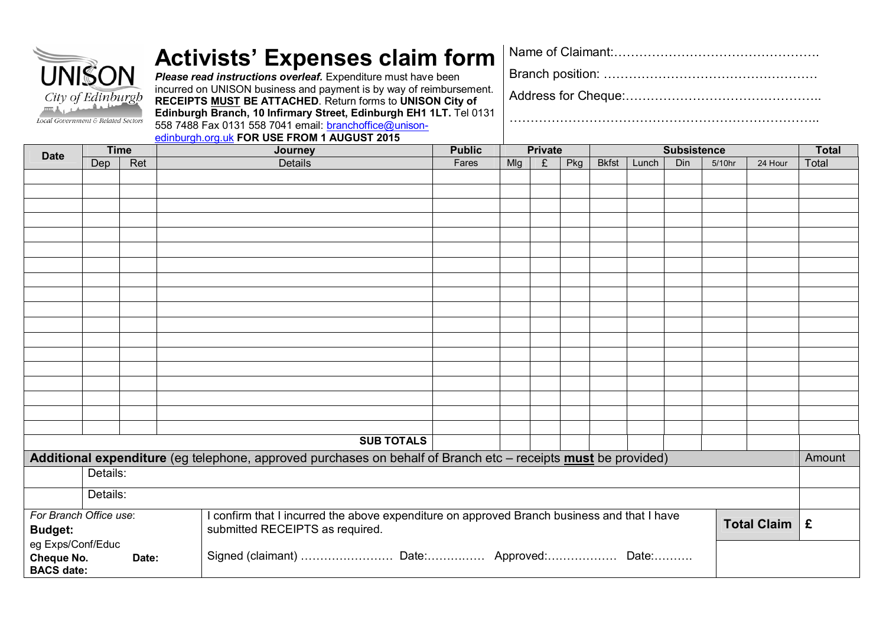UNISON City of Edinburgh
Local Government & Related Sectors

# Activists' Expenses claim form

***Please read instructions overleaf.*** Expenditure must have been incurred on UNISON business and payment is by way of reimbursement. **RECEIPTS MUST BE ATTACHED**. Return forms to **UNISON City of Edinburgh Branch, 10 Infirmary Street, Edinburgh EH1 1LT.** Tel 0131 558 7488 Fax 0131 558 7041 email: branchoffice@unison-edinburgh.org.uk **FOR USE FROM 1 AUGUST 2015**

Name of Claimant:………………………………………….

Branch position: ……………………………………………

Address for Cheque:……………………………………….

………………………………………………………………..

| Date | Time | | Journey | Public | Private | | | Subsistence | | | | | Total |
|---|---|---|---|---|---|---|---|---|---|---|---|---|---|
| | Dep | Ret | Details | Fares | Mlg | £ | Pkg | Bkfst | Lunch | Din | 5/10hr | 24 Hour | Total |
| | | | | | | | | | | | | | |
| | | | | | | | | | | | | | |
| | | | | | | | | | | | | | |
| | | | | | | | | | | | | | |
| | | | | | | | | | | | | | |
| | | | | | | | | | | | | | |
| | | | | | | | | | | | | | |
| | | | | | | | | | | | | | |
| | | | | | | | | | | | | | |
| | | | | | | | | | | | | | |
| | | | | | | | | | | | | | |
| | | | | | | | | | | | | | |
| | | | | | | | | | | | | | |
| | | | | | | | | | | | | | |
| | | | | | | | | | | | | | |
| | | | | | | | | | | | | | |
| | | | | | | | | | | | | | |
| | | | | | | | | | | | | | |
| | | | **SUB TOTALS** | | | | | | | | | | |

| **Additional expenditure** (eg telephone, approved purchases on behalf of Branch etc – receipts **must** be provided) | | Amount |
|---|---|---|
| | Details: | |
| | Details: | |

| *For Branch Office use*:<br>**Budget:**<br>eg Exps/Conf/Educ<br>**Cheque No.** **Date:**<br>**BACS date:** | I confirm that I incurred the above expenditure on approved Branch business and that I have submitted RECEIPTS as required.<br><br>Signed (claimant) …………………… Date:…………… Approved:……………… Date:………. | **Total Claim** | **£** |
|---|---|---|---|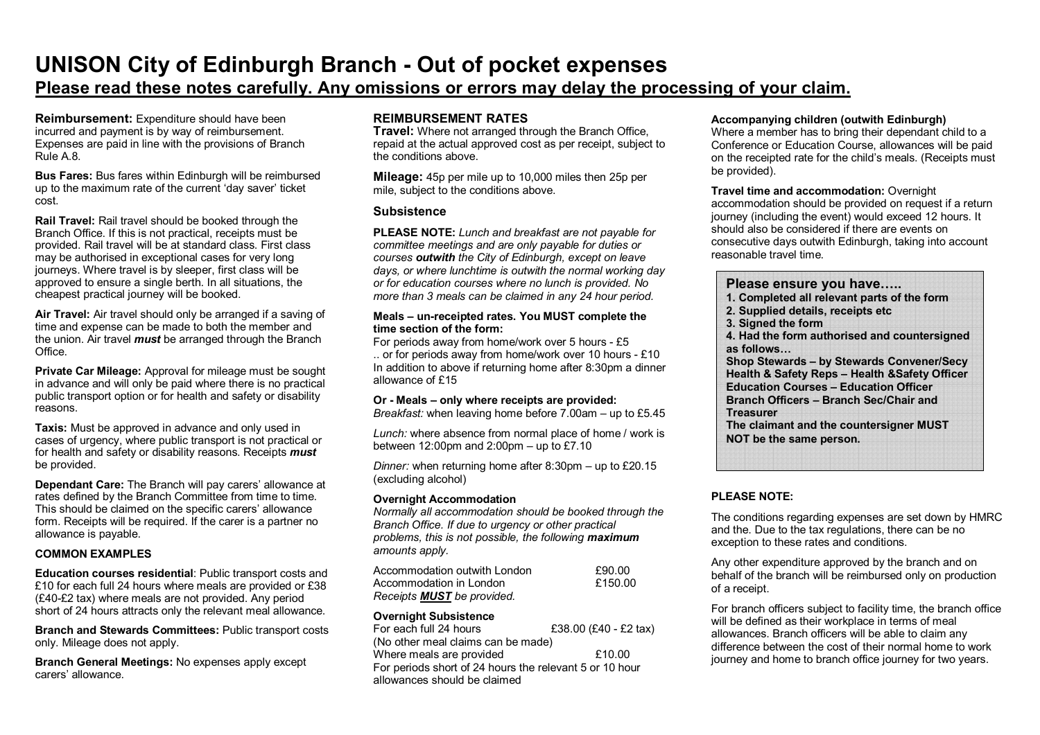# UNISON City of Edinburgh Branch - Out of pocket expenses

## Please read these notes carefully. Any omissions or errors may delay the processing of your claim.

**Reimbursement:** Expenditure should have been incurred and payment is by way of reimbursement. Expenses are paid in line with the provisions of Branch Rule A.8.

**Bus Fares:** Bus fares within Edinburgh will be reimbursed up to the maximum rate of the current 'day saver' ticket cost.

**Rail Travel:** Rail travel should be booked through the Branch Office. If this is not practical, receipts must be provided. Rail travel will be at standard class. First class may be authorised in exceptional cases for very long journeys. Where travel is by sleeper, first class will be approved to ensure a single berth. In all situations, the cheapest practical journey will be booked.

**Air Travel:** Air travel should only be arranged if a saving of time and expense can be made to both the member and the union. Air travel ***must*** be arranged through the Branch Office.

**Private Car Mileage:** Approval for mileage must be sought in advance and will only be paid where there is no practical public transport option or for health and safety or disability reasons.

**Taxis:** Must be approved in advance and only used in cases of urgency, where public transport is not practical or for health and safety or disability reasons. Receipts ***must*** be provided.

**Dependant Care:** The Branch will pay carers' allowance at rates defined by the Branch Committee from time to time. This should be claimed on the specific carers' allowance form. Receipts will be required. If the carer is a partner no allowance is payable.

**COMMON EXAMPLES**

**Education courses residential**: Public transport costs and £10 for each full 24 hours where meals are provided or £38 (£40-£2 tax) where meals are not provided. Any period short of 24 hours attracts only the relevant meal allowance.

**Branch and Stewards Committees:** Public transport costs only. Mileage does not apply.

**Branch General Meetings:** No expenses apply except carers' allowance.

### REIMBURSEMENT RATES

**Travel:** Where not arranged through the Branch Office, repaid at the actual approved cost as per receipt, subject to the conditions above.

**Mileage:** 45p per mile up to 10,000 miles then 25p per mile, subject to the conditions above.

### Subsistence

**PLEASE NOTE:** *Lunch and breakfast are not payable for committee meetings and are only payable for duties or courses* ***outwith*** *the City of Edinburgh, except on leave days, or where lunchtime is outwith the normal working day or for education courses where no lunch is provided. No more than 3 meals can be claimed in any 24 hour period.*

**Meals – un-receipted rates. You MUST complete the time section of the form:**

For periods away from home/work over 5 hours - £5
.. or for periods away from home/work over 10 hours - £10
In addition to above if returning home after 8:30pm a dinner allowance of £15

**Or - Meals – only where receipts are provided:**

*Breakfast:* when leaving home before 7.00am – up to £5.45

*Lunch:* where absence from normal place of home / work is between 12:00pm and 2:00pm – up to £7.10

*Dinner:* when returning home after 8:30pm – up to £20.15 (excluding alcohol)

**Overnight Accommodation**

*Normally all accommodation should be booked through the Branch Office. If due to urgency or other practical problems, this is not possible, the following* ***maximum*** *amounts apply.*

| | |
|---|---|
| Accommodation outwith London | £90.00 |
| Accommodation in London | £150.00 |

*Receipts* ***MUST*** *be provided.*

**Overnight Subsistence**

| | |
|---|---|
| For each full 24 hours | £38.00 (£40 - £2 tax) |
| (No other meal claims can be made) | |
| Where meals are provided | £10.00 |

For periods short of 24 hours the relevant 5 or 10 hour allowances should be claimed

**Accompanying children (outwith Edinburgh)**

Where a member has to bring their dependant child to a Conference or Education Course, allowances will be paid on the receipted rate for the child's meals. (Receipts must be provided).

**Travel time and accommodation:** Overnight accommodation should be provided on request if a return journey (including the event) would exceed 12 hours. It should also be considered if there are events on consecutive days outwith Edinburgh, taking into account reasonable travel time.

**Please ensure you have…..**

**1. Completed all relevant parts of the form**
**2. Supplied details, receipts etc**
**3. Signed the form**
**4. Had the form authorised and countersigned as follows…**
**Shop Stewards – by Stewards Convener/Secy**
**Health & Safety Reps – Health &Safety Officer**
**Education Courses – Education Officer**
**Branch Officers – Branch Sec/Chair and Treasurer**
**The claimant and the countersigner MUST NOT be the same person.**

**PLEASE NOTE:**

The conditions regarding expenses are set down by HMRC and the. Due to the tax regulations, there can be no exception to these rates and conditions.

Any other expenditure approved by the branch and on behalf of the branch will be reimbursed only on production of a receipt.

For branch officers subject to facility time, the branch office will be defined as their workplace in terms of meal allowances. Branch officers will be able to claim any difference between the cost of their normal home to work journey and home to branch office journey for two years.